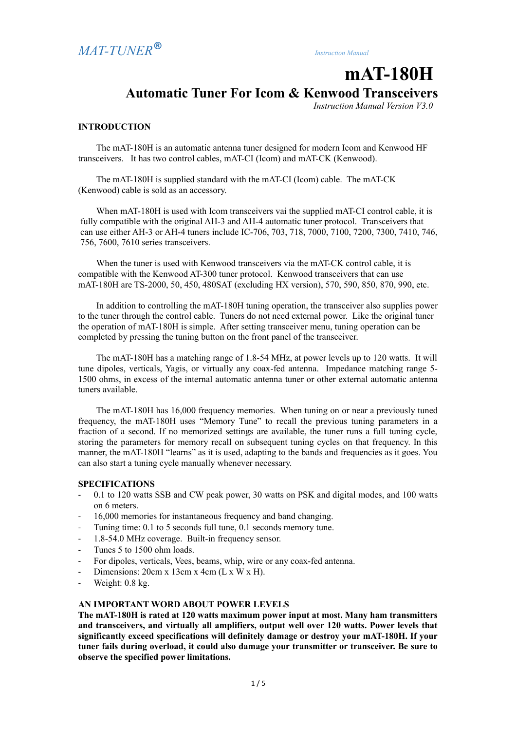*MAT-TUNER®*

*Instruction Manual*

# mAT-180H

## Automatic Tuner For Icom & Kenwood Transceivers

*Instruction Manual Version V3.0*

### INTRODUCTION

The mAT-180H is an automatic antenna tuner designed for modern Icom and Kenwood HF transceivers. It has two control cables, mAT-CI (Icom) and mAT-CK (Kenwood).

The mAT-180H is supplied standard with the mAT-CI (Icom) cable. The mAT-CK (Kenwood) cable is sold as an accessory.

When mAT-180H is used with Icom transceivers vai the supplied mAT-CI control cable, it is fully compatible with the original AH-3 and AH-4 automatic tuner protocol. Transceivers that can use either AH-3 or AH-4 tuners include IC-706, 703, 718, 7000, 7100, 7200, 7300, 7410, 746, 756, 7600, 7610 series transceivers.

When the tuner is used with Kenwood transceivers via the mAT-CK control cable, it is compatible with the Kenwood AT-300 tuner protocol. Kenwood transceivers that can use mAT-180H are TS-2000, 50, 450, 480SAT (excluding HX version), 570, 590, 850, 870, 990, etc.

In addition to controlling the mAT-180H tuning operation, the transceiver also supplies power to the tuner through the control cable. Tuners do not need external power. Like the original tuner the operation of mAT-180H is simple. After setting transceiver menu, tuning operation can be completed by pressing the tuning button on the front panel of the transceiver.

The mAT-180H has a matching range of 1.8-54 MHz, at power levels up to 120 watts. It will tune dipoles, verticals, Yagis, or virtually any coax-fed antenna. Impedance matching range 5-1500 ohms, in excess of the internal automatic antenna tuner or other external automatic antenna tuners available.

The mAT-180H has 16,000 frequency memories. When tuning on or near a previously tuned frequency, the mAT-180H uses “Memory Tune” to recall the previous tuning parameters in a fraction of a second. If no memorized settings are available, the tuner runs a full tuning cycle, storing the parameters for memory recall on subsequent tuning cycles on that frequency. In this manner, the mAT-180H “learns” as it is used, adapting to the bands and frequencies as it goes. You can also start a tuning cycle manually whenever necessary.

### SPECIFICATIONS

- 0.1 to 120 watts SSB and CW peak power, 30 watts on PSK and digital modes, and 100 watts on 6 meters.
- 16,000 memories for instantaneous frequency and band changing.
- Tuning time: 0.1 to 5 seconds full tune, 0.1 seconds memory tune.
- 1.8-54.0 MHz coverage. Built-in frequency sensor.
- Tunes 5 to 1500 ohm loads.
- For dipoles, verticals, Vees, beams, whip, wire or any coax-fed antenna.
- Dimensions: 20cm x 13cm x 4cm (L x W x H).
- Weight: 0.8 kg.

### AN IMPORTANT WORD ABOUT POWER LEVELS

**The mAT-180H is rated at 120 watts maximum power input at most. Many ham transmitters and transceivers, and virtually all amplifiers, output well over 120 watts. Power levels that significantly exceed specifications will definitely damage or destroy your mAT-180H. If your tuner fails during overload, it could also damage your transmitter or transceiver. Be sure to observe the specified power limitations.**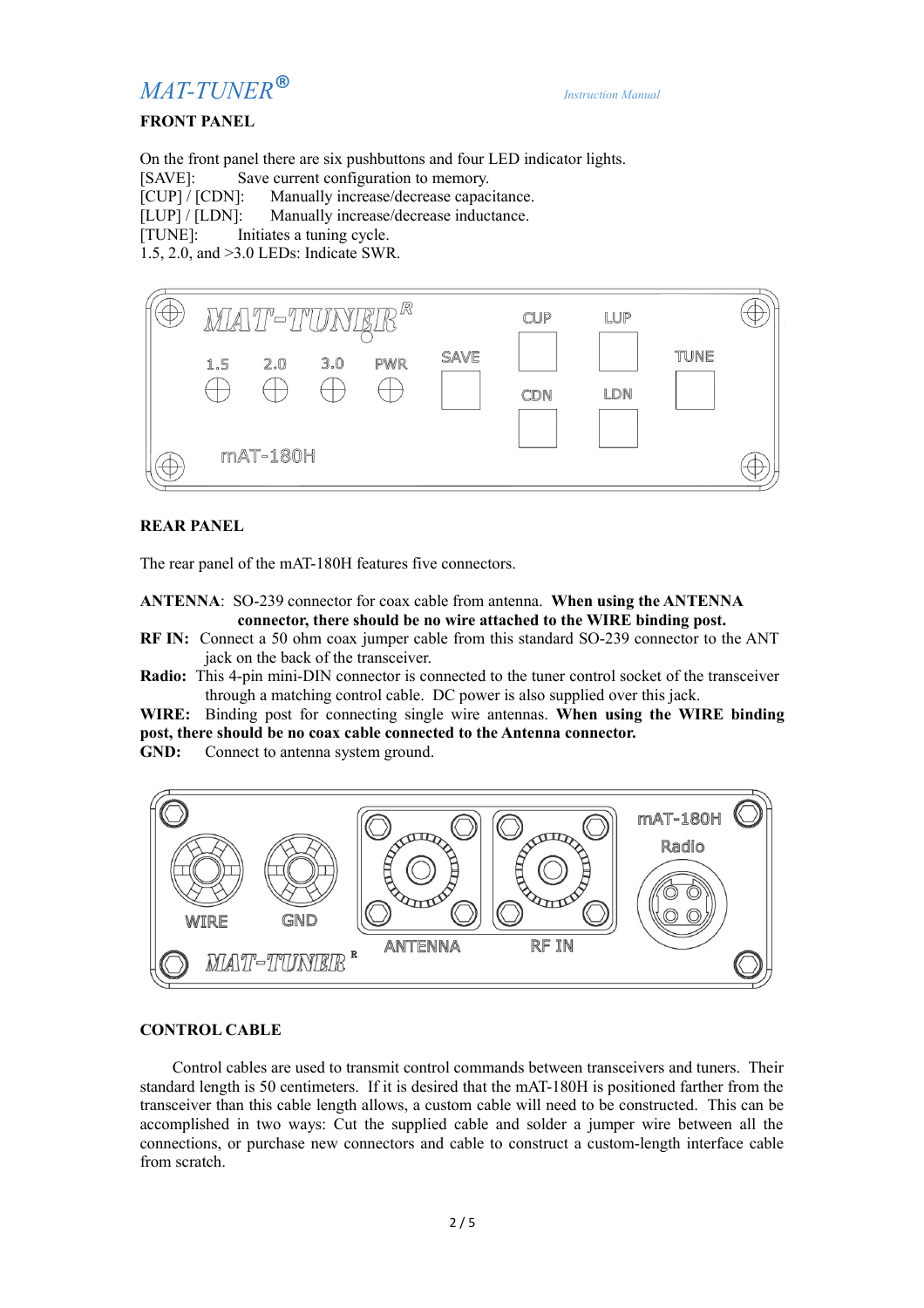## FRONT PANEL

On the front panel there are six pushbuttons and four LED indicator lights.
[SAVE]: Save current configuration to memory.
[CUP] / [CDN]: Manually increase/decrease capacitance.
[LUP] / [LDN]: Manually increase/decrease inductance.
[TUNE]: Initiates a tuning cycle.
1.5, 2.0, and >3.0 LEDs: Indicate SWR.

## REAR PANEL

The rear panel of the mAT-180H features five connectors.

**ANTENNA**: SO-239 connector for coax cable from antenna. **When using the ANTENNA connector, there should be no wire attached to the WIRE binding post.**
**RF IN:** Connect a 50 ohm coax jumper cable from this standard SO-239 connector to the ANT jack on the back of the transceiver.
**Radio:** This 4-pin mini-DIN connector is connected to the tuner control socket of the transceiver through a matching control cable. DC power is also supplied over this jack.
**WIRE:** Binding post for connecting single wire antennas. **When using the WIRE binding post, there should be no coax cable connected to the Antenna connector.**
**GND:** Connect to antenna system ground.

## CONTROL CABLE

Control cables are used to transmit control commands between transceivers and tuners. Their standard length is 50 centimeters. If it is desired that the mAT-180H is positioned farther from the transceiver than this cable length allows, a custom cable will need to be constructed. This can be accomplished in two ways: Cut the supplied cable and solder a jumper wire between all the connections, or purchase new connectors and cable to construct a custom-length interface cable from scratch.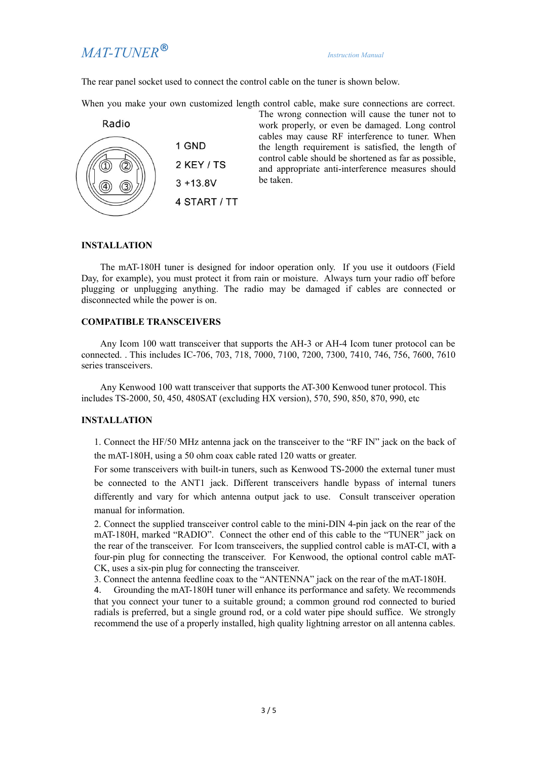The rear panel socket used to connect the control cable on the tuner is shown below.

When you make your own customized length control cable, make sure connections are correct. The wrong connection will cause the tuner not to work properly, or even be damaged. Long control cables may cause RF interference to tuner. When the length requirement is satisfied, the length of control cable should be shortened as far as possible, and appropriate anti-interference measures should be taken.

Radio

1 GND

2 KEY / TS

3 +13.8V

4 START / TT

### INSTALLATION

The mAT-180H tuner is designed for indoor operation only. If you use it outdoors (Field Day, for example), you must protect it from rain or moisture. Always turn your radio off before plugging or unplugging anything. The radio may be damaged if cables are connected or disconnected while the power is on.

### COMPATIBLE TRANSCEIVERS

Any Icom 100 watt transceiver that supports the AH-3 or AH-4 Icom tuner protocol can be connected. . This includes IC-706, 703, 718, 7000, 7100, 7200, 7300, 7410, 746, 756, 7600, 7610 series transceivers.

Any Kenwood 100 watt transceiver that supports the AT-300 Kenwood tuner protocol. This includes TS-2000, 50, 450, 480SAT (excluding HX version), 570, 590, 850, 870, 990, etc

### INSTALLATION

1. Connect the HF/50 MHz antenna jack on the transceiver to the "RF IN" jack on the back of the mAT-180H, using a 50 ohm coax cable rated 120 watts or greater.
   For some transceivers with built-in tuners, such as Kenwood TS-2000 the external tuner must be connected to the ANT1 jack. Different transceivers handle bypass of internal tuners differently and vary for which antenna output jack to use. Consult transceiver operation manual for information.
2. Connect the supplied transceiver control cable to the mini-DIN 4-pin jack on the rear of the mAT-180H, marked "RADIO". Connect the other end of this cable to the "TUNER" jack on the rear of the transceiver. For Icom transceivers, the supplied control cable is mAT-CI, with a four-pin plug for connecting the transceiver. For Kenwood, the optional control cable mAT-CK, uses a six-pin plug for connecting the transceiver.
3. Connect the antenna feedline coax to the "ANTENNA" jack on the rear of the mAT-180H.
4. Grounding the mAT-180H tuner will enhance its performance and safety. We recommends that you connect your tuner to a suitable ground; a common ground rod connected to buried radials is preferred, but a single ground rod, or a cold water pipe should suffice. We strongly recommend the use of a properly installed, high quality lightning arrestor on all antenna cables.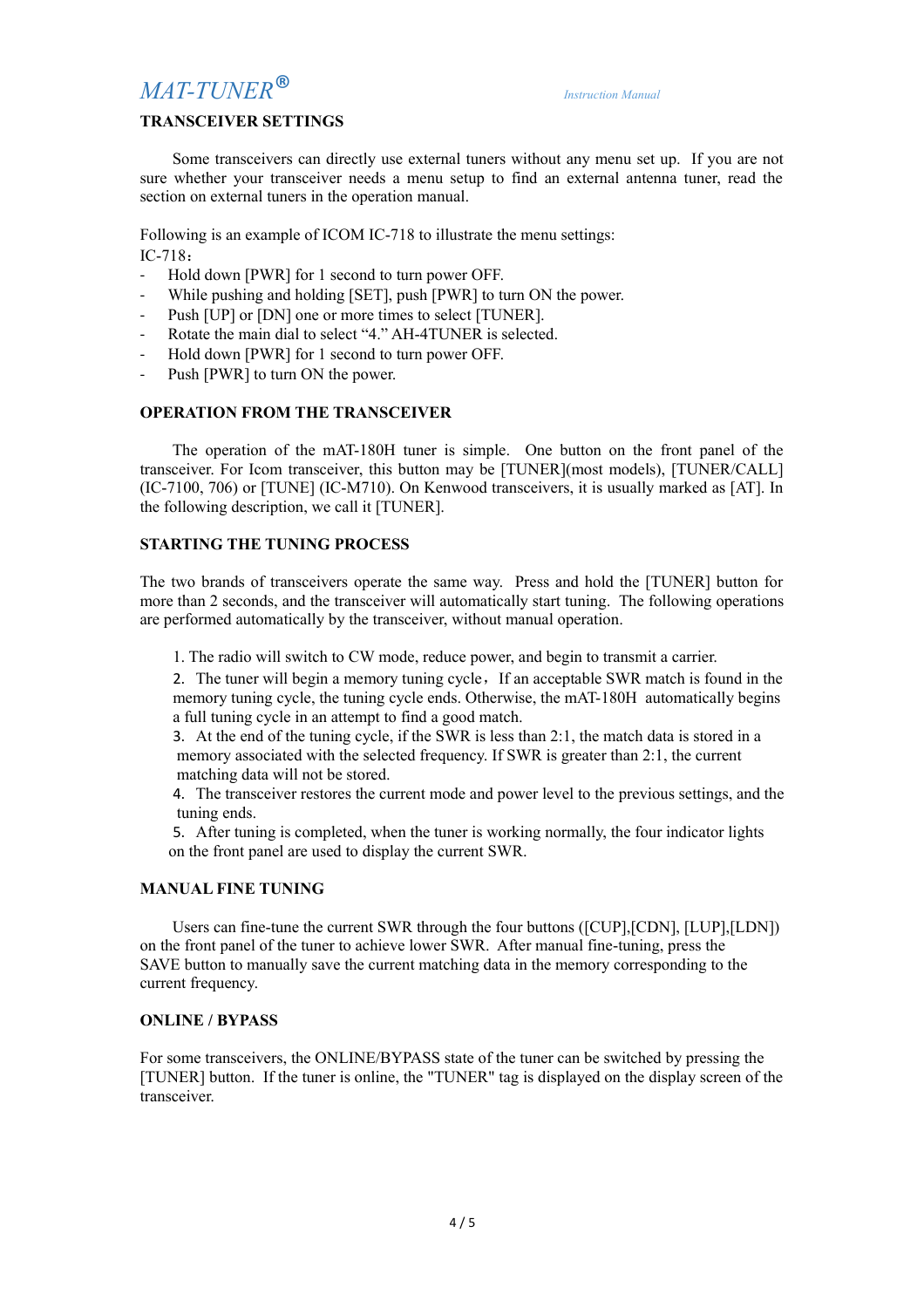## TRANSCEIVER SETTINGS

Some transceivers can directly use external tuners without any menu set up. If you are not sure whether your transceiver needs a menu setup to find an external antenna tuner, read the section on external tuners in the operation manual.

Following is an example of ICOM IC-718 to illustrate the menu settings:
IC-718：

- Hold down [PWR] for 1 second to turn power OFF.
- While pushing and holding [SET], push [PWR] to turn ON the power.
- Push [UP] or [DN] one or more times to select [TUNER].
- Rotate the main dial to select "4." AH-4TUNER is selected.
- Hold down [PWR] for 1 second to turn power OFF.
- Push [PWR] to turn ON the power.

## OPERATION FROM THE TRANSCEIVER

The operation of the mAT-180H tuner is simple. One button on the front panel of the transceiver. For Icom transceiver, this button may be [TUNER](most models), [TUNER/CALL] (IC-7100, 706) or [TUNE] (IC-M710). On Kenwood transceivers, it is usually marked as [AT]. In the following description, we call it [TUNER].

## STARTING THE TUNING PROCESS

The two brands of transceivers operate the same way. Press and hold the [TUNER] button for more than 2 seconds, and the transceiver will automatically start tuning. The following operations are performed automatically by the transceiver, without manual operation.

1. The radio will switch to CW mode, reduce power, and begin to transmit a carrier.
2. The tuner will begin a memory tuning cycle，If an acceptable SWR match is found in the memory tuning cycle, the tuning cycle ends. Otherwise, the mAT-180H automatically begins a full tuning cycle in an attempt to find a good match.
3. At the end of the tuning cycle, if the SWR is less than 2:1, the match data is stored in a memory associated with the selected frequency. If SWR is greater than 2:1, the current matching data will not be stored.
4. The transceiver restores the current mode and power level to the previous settings, and the tuning ends.
5. After tuning is completed, when the tuner is working normally, the four indicator lights on the front panel are used to display the current SWR.

## MANUAL FINE TUNING

Users can fine-tune the current SWR through the four buttons ([CUP],[CDN], [LUP],[LDN]) on the front panel of the tuner to achieve lower SWR. After manual fine-tuning, press the SAVE button to manually save the current matching data in the memory corresponding to the current frequency.

## ONLINE / BYPASS

For some transceivers, the ONLINE/BYPASS state of the tuner can be switched by pressing the [TUNER] button. If the tuner is online, the "TUNER" tag is displayed on the display screen of the transceiver.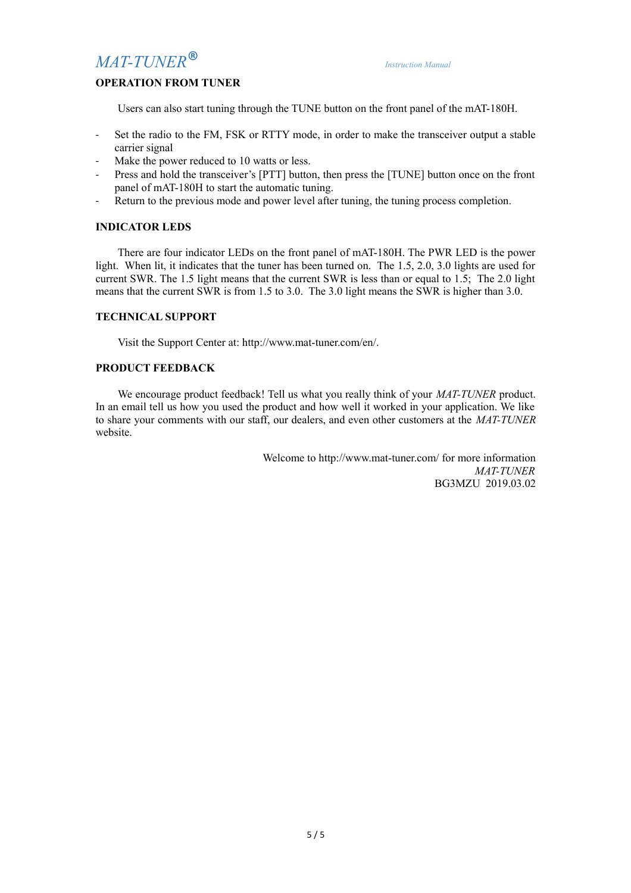## OPERATION FROM TUNER

Users can also start tuning through the TUNE button on the front panel of the mAT-180H.

- Set the radio to the FM, FSK or RTTY mode, in order to make the transceiver output a stable carrier signal
- Make the power reduced to 10 watts or less.
- Press and hold the transceiver's [PTT] button, then press the [TUNE] button once on the front panel of mAT-180H to start the automatic tuning.
- Return to the previous mode and power level after tuning, the tuning process completion.

## INDICATOR LEDS

There are four indicator LEDs on the front panel of mAT-180H. The PWR LED is the power light. When lit, it indicates that the tuner has been turned on. The 1.5, 2.0, 3.0 lights are used for current SWR. The 1.5 light means that the current SWR is less than or equal to 1.5; The 2.0 light means that the current SWR is from 1.5 to 3.0. The 3.0 light means the SWR is higher than 3.0.

## TECHNICAL SUPPORT

Visit the Support Center at: http://www.mat-tuner.com/en/.

## PRODUCT FEEDBACK

We encourage product feedback! Tell us what you really think of your *MAT-TUNER* product. In an email tell us how you used the product and how well it worked in your application. We like to share your comments with our staff, our dealers, and even other customers at the *MAT-TUNER* website.

Welcome to http://www.mat-tuner.com/ for more information

*MAT-TUNER*

BG3MZU 2019.03.02